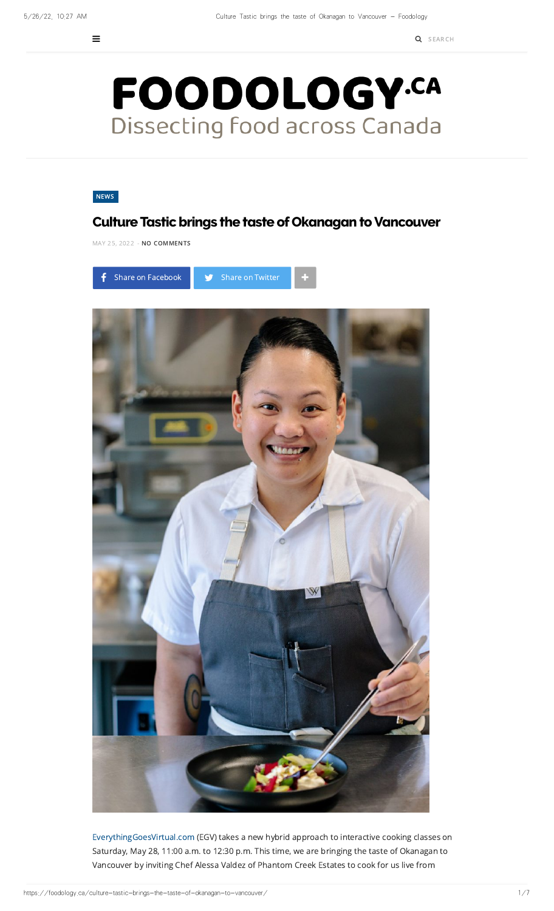# FOODOLOGY.CA

Dissecting food across Canada

NEWS

## Culture Tastic brings the taste of Okanagan to Vancouver

MAY 25, 2022 - **NO COMMENTS**

Share on Facebook | Share on Twitter

EverythingGoesVirtual.com (EGV) takes a new hybrid approach to interactive cooking classes on Saturday, May 28, 11:00 a.m. to 12:30 p.m. This time, we are bringing the taste of Okanagan to Vancouver by inviting Chef Alessa Valdez of Phantom Creek Estates to cook for us live from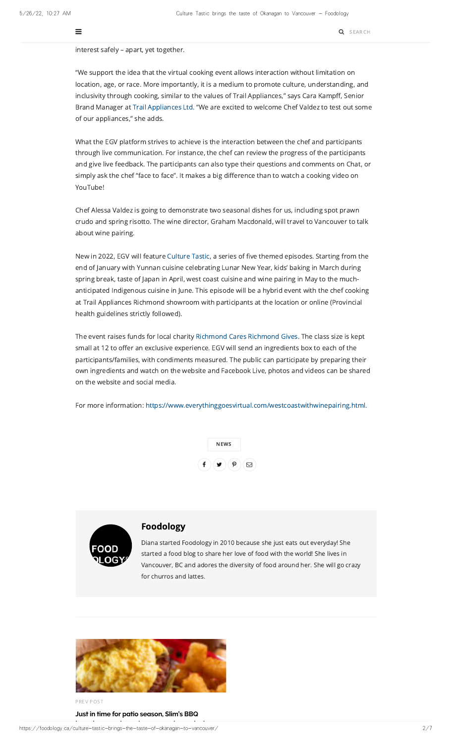interest safely – apart, yet together.

"We support the idea that the virtual cooking event allows interaction without limitation on location, age, or race. More importantly, it is a medium to promote culture, understanding, and inclusivity through cooking, similar to the values of Trail Appliances," says Cara Kampff, Senior Brand Manager at Trail Appliances Ltd. "We are excited to welcome Chef Valdez to test out some of our appliances," she adds.

What the EGV platform strives to achieve is the interaction between the chef and participants through live communication. For instance, the chef can review the progress of the participants and give live feedback. The participants can also type their questions and comments on Chat, or simply ask the chef "face to face". It makes a big difference than to watch a cooking video on YouTube!

Chef Alessa Valdez is going to demonstrate two seasonal dishes for us, including spot prawn crudo and spring risotto. The wine director, Graham Macdonald, will travel to Vancouver to talk about wine pairing.

New in 2022, EGV will feature Culture Tastic, a series of five themed episodes. Starting from the end of January with Yunnan cuisine celebrating Lunar New Year, kids' baking in March during spring break, taste of Japan in April, west coast cuisine and wine pairing in May to the much-anticipated Indigenous cuisine in June. This episode will be a hybrid event with the chef cooking at Trail Appliances Richmond showroom with participants at the location or online (Provincial health guidelines strictly followed).

The event raises funds for local charity Richmond Cares Richmond Gives. The class size is kept small at 12 to offer an exclusive experience. EGV will send an ingredients box to each of the participants/families, with condiments measured. The public can participate by preparing their own ingredients and watch on the website and Facebook Live, photos and videos can be shared on the website and social media.

For more information: https://www.everythinggoesvirtual.com/westcoastwithwinepairing.html.

NEWS

## Foodology

Diana started Foodology in 2010 because she just eats out everyday! She started a food blog to share her love of food with the world! She lives in Vancouver, BC and adores the diversity of food around her. She will go crazy for churros and lattes.

PREV POST

**Just in time for patio season, Slim's BBQ**